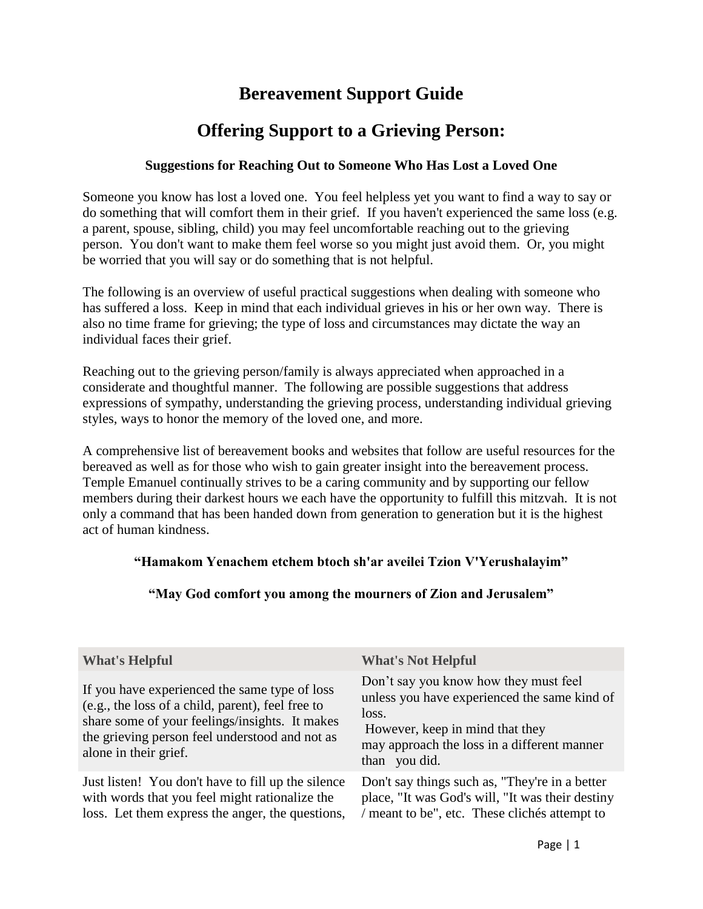# Bereavement Support Guide

## Offering Support to a Grieving Person:

### Suggestions for Reaching Out to Someone Who Has Lost a Loved One

Someone you know has lost a loved one. You feel helpless yet you want to find a way to say or do something that will comfort them in their grief. If you haven't experienced the same loss (e.g. a parent, spouse, sibling, child) you may feel uncomfortable reaching out to the grieving person. You don't want to make them feel worse so you might just avoid them. Or, you might be worried that you will say or do something that is not helpful.

The following is an overview of useful practical suggestions when dealing with someone who has suffered a loss. Keep in mind that each individual grieves in his or her own way. There is also no time frame for grieving; the type of loss and circumstances may dictate the way an individual faces their grief.

Reaching out to the grieving person/family is always appreciated when approached in a considerate and thoughtful manner. The following are possible suggestions that address expressions of sympathy, understanding the grieving process, understanding individual grieving styles, ways to honor the memory of the loved one, and more.

A comprehensive list of bereavement books and websites that follow are useful resources for the bereaved as well as for those who wish to gain greater insight into the bereavement process. Temple Emanuel continually strives to be a caring community and by supporting our fellow members during their darkest hours we each have the opportunity to fulfill this mitzvah. It is not only a command that has been handed down from generation to generation but it is the highest act of human kindness.

**"Hamakom Yenachem etchem btoch sh'ar aveilei Tzion V'Yerushalayim"**

**"May God comfort you among the mourners of Zion and Jerusalem"**

| What's Helpful | What's Not Helpful |
| --- | --- |
| If you have experienced the same type of loss (e.g., the loss of a child, parent), feel free to share some of your feelings/insights. It makes the grieving person feel understood and not as alone in their grief. | Don't say you know how they must feel unless you have experienced the same kind of loss. However, keep in mind that they may approach the loss in a different manner than you did. |
| Just listen! You don't have to fill up the silence with words that you feel might rationalize the loss. Let them express the anger, the questions, | Don't say things such as, "They're in a better place, "It was God's will, "It was their destiny / meant to be", etc. These clichés attempt to |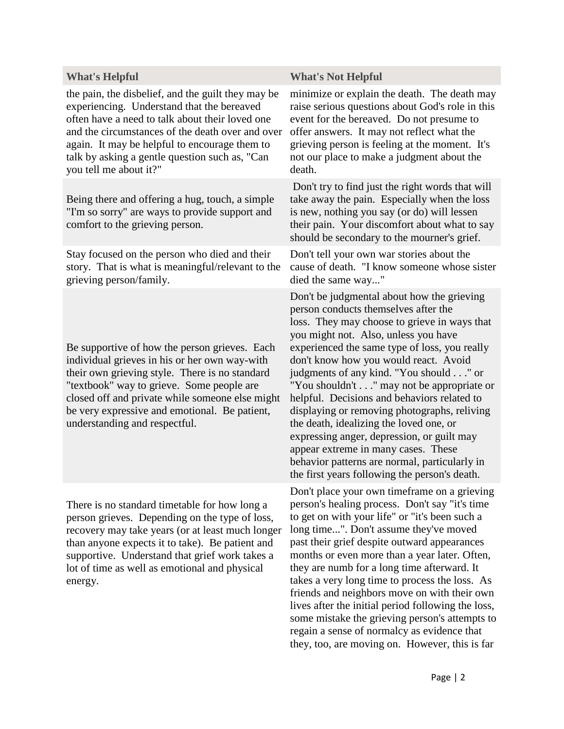| What's Helpful | What's Not Helpful |
| --- | --- |
| the pain, the disbelief, and the guilt they may be experiencing. Understand that the bereaved often have a need to talk about their loved one and the circumstances of the death over and over again. It may be helpful to encourage them to talk by asking a gentle question such as, "Can you tell me about it?" | minimize or explain the death. The death may raise serious questions about God's role in this event for the bereaved. Do not presume to offer answers. It may not reflect what the grieving person is feeling at the moment. It's not our place to make a judgment about the death. |
| Being there and offering a hug, touch, a simple "I'm so sorry" are ways to provide support and comfort to the grieving person. | Don't try to find just the right words that will take away the pain. Especially when the loss is new, nothing you say (or do) will lessen their pain. Your discomfort about what to say should be secondary to the mourner's grief. |
| Stay focused on the person who died and their story. That is what is meaningful/relevant to the grieving person/family. | Don't tell your own war stories about the cause of death. "I know someone whose sister died the same way..." |
| Be supportive of how the person grieves. Each individual grieves in his or her own way-with their own grieving style. There is no standard "textbook" way to grieve. Some people are closed off and private while someone else might be very expressive and emotional. Be patient, understanding and respectful. | Don't be judgmental about how the grieving person conducts themselves after the loss. They may choose to grieve in ways that you might not. Also, unless you have experienced the same type of loss, you really don't know how you would react. Avoid judgments of any kind. "You should . . ." or "You shouldn't . . ." may not be appropriate or helpful. Decisions and behaviors related to displaying or removing photographs, reliving the death, idealizing the loved one, or expressing anger, depression, or guilt may appear extreme in many cases. These behavior patterns are normal, particularly in the first years following the person's death. |
| There is no standard timetable for how long a person grieves. Depending on the type of loss, recovery may take years (or at least much longer than anyone expects it to take). Be patient and supportive. Understand that grief work takes a lot of time as well as emotional and physical energy. | Don't place your own timeframe on a grieving person's healing process. Don't say "it's time to get on with your life" or "it's been such a long time...". Don't assume they've moved past their grief despite outward appearances months or even more than a year later. Often, they are numb for a long time afterward. It takes a very long time to process the loss. As friends and neighbors move on with their own lives after the initial period following the loss, some mistake the grieving person's attempts to regain a sense of normalcy as evidence that they, too, are moving on. However, this is far |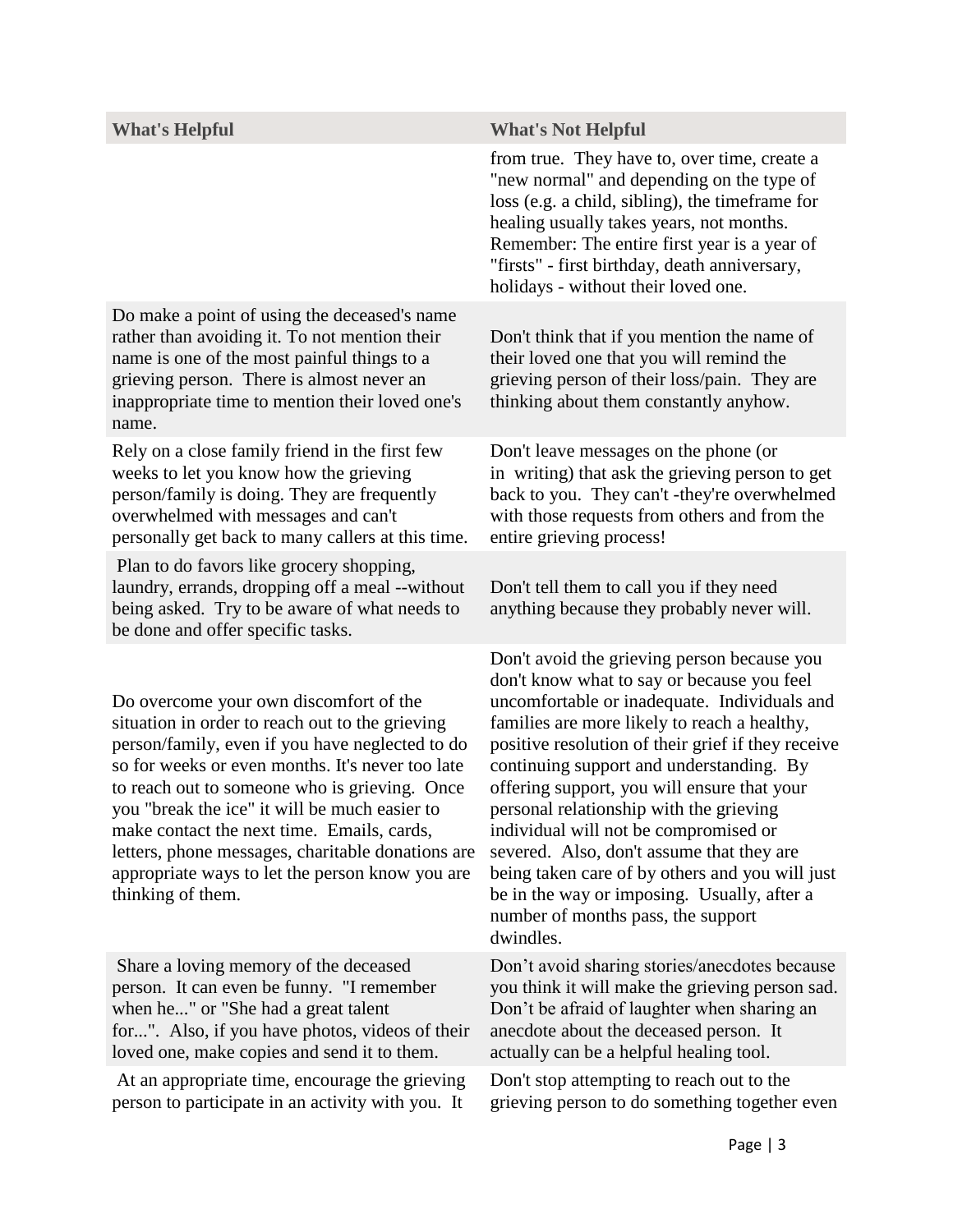| What's Helpful | What's Not Helpful |
| --- | --- |
| | from true. They have to, over time, create a "new normal" and depending on the type of loss (e.g. a child, sibling), the timeframe for healing usually takes years, not months. Remember: The entire first year is a year of "firsts" - first birthday, death anniversary, holidays - without their loved one. |
| Do make a point of using the deceased's name rather than avoiding it. To not mention their name is one of the most painful things to a grieving person. There is almost never an inappropriate time to mention their loved one's name. | Don't think that if you mention the name of their loved one that you will remind the grieving person of their loss/pain. They are thinking about them constantly anyhow. |
| Rely on a close family friend in the first few weeks to let you know how the grieving person/family is doing. They are frequently overwhelmed with messages and can't personally get back to many callers at this time. | Don't leave messages on the phone (or in writing) that ask the grieving person to get back to you. They can't -they're overwhelmed with those requests from others and from the entire grieving process! |
| Plan to do favors like grocery shopping, laundry, errands, dropping off a meal --without being asked. Try to be aware of what needs to be done and offer specific tasks. | Don't tell them to call you if they need anything because they probably never will. |
| Do overcome your own discomfort of the situation in order to reach out to the grieving person/family, even if you have neglected to do so for weeks or even months. It's never too late to reach out to someone who is grieving. Once you "break the ice" it will be much easier to make contact the next time. Emails, cards, letters, phone messages, charitable donations are appropriate ways to let the person know you are thinking of them. | Don't avoid the grieving person because you don't know what to say or because you feel uncomfortable or inadequate. Individuals and families are more likely to reach a healthy, positive resolution of their grief if they receive continuing support and understanding. By offering support, you will ensure that your personal relationship with the grieving individual will not be compromised or severed. Also, don't assume that they are being taken care of by others and you will just be in the way or imposing. Usually, after a number of months pass, the support dwindles. |
| Share a loving memory of the deceased person. It can even be funny. "I remember when he..." or "She had a great talent for...". Also, if you have photos, videos of their loved one, make copies and send it to them. | Don't avoid sharing stories/anecdotes because you think it will make the grieving person sad. Don't be afraid of laughter when sharing an anecdote about the deceased person. It actually can be a helpful healing tool. |
| At an appropriate time, encourage the grieving person to participate in an activity with you. It | Don't stop attempting to reach out to the grieving person to do something together even |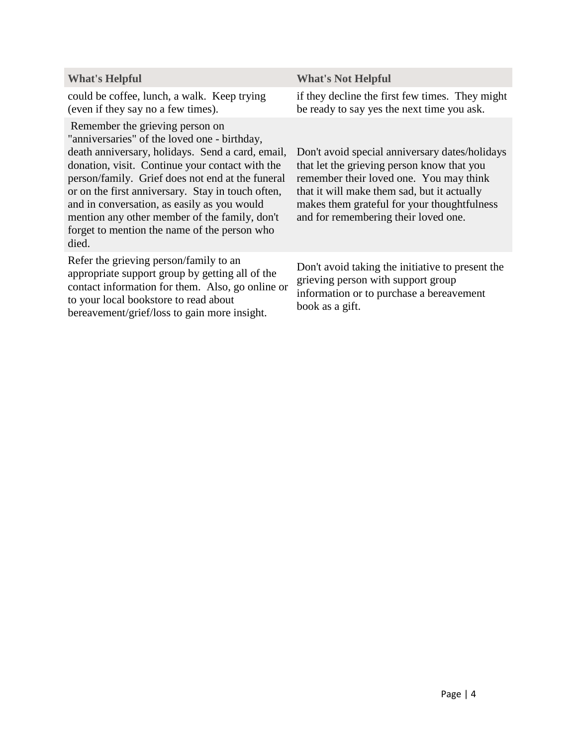| What's Helpful | What's Not Helpful |
|---|---|
| could be coffee, lunch, a walk. Keep trying (even if they say no a few times). | if they decline the first few times. They might be ready to say yes the next time you ask. |
| Remember the grieving person on "anniversaries" of the loved one - birthday, death anniversary, holidays. Send a card, email, donation, visit. Continue your contact with the person/family. Grief does not end at the funeral or on the first anniversary. Stay in touch often, and in conversation, as easily as you would mention any other member of the family, don't forget to mention the name of the person who died. | Don't avoid special anniversary dates/holidays that let the grieving person know that you remember their loved one. You may think that it will make them sad, but it actually makes them grateful for your thoughtfulness and for remembering their loved one. |
| Refer the grieving person/family to an appropriate support group by getting all of the contact information for them. Also, go online or to your local bookstore to read about bereavement/grief/loss to gain more insight. | Don't avoid taking the initiative to present the grieving person with support group information or to purchase a bereavement book as a gift. |